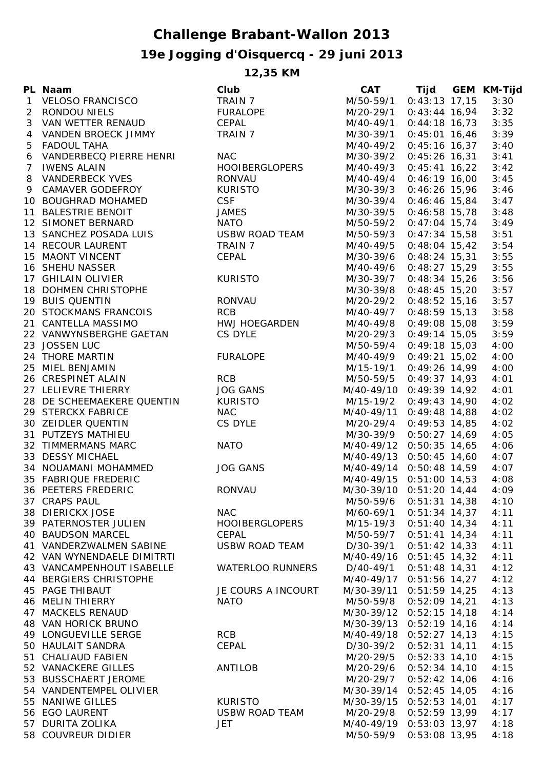# Challenge Brabant-Wallon 2013

## 19e Jogging d'Oisquercq - 29 juni 2013

### 12,35 KM

| PL | Naam | Club | CAT | Tijd | GEM | KM-Tijd |
|---|---|---|---|---|---|---|
| 1 | VELOSO FRANCISCO | TRAIN 7 | M/50-59/1 | 0:43:13 | 17,15 | 3:30 |
| 2 | RONDOU NIELS | FURALOPE | M/20-29/1 | 0:43:44 | 16,94 | 3:32 |
| 3 | VAN WETTER RENAUD | CEPAL | M/40-49/1 | 0:44:18 | 16,73 | 3:35 |
| 4 | VANDEN BROECK JIMMY | TRAIN 7 | M/30-39/1 | 0:45:01 | 16,46 | 3:39 |
| 5 | FADOUL TAHA | | M/40-49/2 | 0:45:16 | 16,37 | 3:40 |
| 6 | VANDERBECQ PIERRE HENRI | NAC | M/30-39/2 | 0:45:26 | 16,31 | 3:41 |
| 7 | IWENS ALAIN | HOOIBERGLOPERS | M/40-49/3 | 0:45:41 | 16,22 | 3:42 |
| 8 | VANDERBECK YVES | RONVAU | M/40-49/4 | 0:46:19 | 16,00 | 3:45 |
| 9 | CAMAVER GODEFROY | KURISTO | M/30-39/3 | 0:46:26 | 15,96 | 3:46 |
| 10 | BOUGHRAD MOHAMED | CSF | M/30-39/4 | 0:46:46 | 15,84 | 3:47 |
| 11 | BALESTRIE BENOIT | JAMES | M/30-39/5 | 0:46:58 | 15,78 | 3:48 |
| 12 | SIMONET BERNARD | NATO | M/50-59/2 | 0:47:04 | 15,74 | 3:49 |
| 13 | SANCHEZ POSADA LUIS | USBW ROAD TEAM | M/50-59/3 | 0:47:34 | 15,58 | 3:51 |
| 14 | RECOUR LAURENT | TRAIN 7 | M/40-49/5 | 0:48:04 | 15,42 | 3:54 |
| 15 | MAONT VINCENT | CEPAL | M/30-39/6 | 0:48:24 | 15,31 | 3:55 |
| 16 | SHEHU NASSER | | M/40-49/6 | 0:48:27 | 15,29 | 3:55 |
| 17 | GHILAIN OLIVIER | KURISTO | M/30-39/7 | 0:48:34 | 15,26 | 3:56 |
| 18 | DOHMEN CHRISTOPHE | | M/30-39/8 | 0:48:45 | 15,20 | 3:57 |
| 19 | BUIS QUENTIN | RONVAU | M/20-29/2 | 0:48:52 | 15,16 | 3:57 |
| 20 | STOCKMANS FRANCOIS | RCB | M/40-49/7 | 0:48:59 | 15,13 | 3:58 |
| 21 | CANTELLA MASSIMO | HWJ HOEGARDEN | M/40-49/8 | 0:49:08 | 15,08 | 3:59 |
| 22 | VANWYNSBERGHE GAETAN | CS DYLE | M/20-29/3 | 0:49:14 | 15,05 | 3:59 |
| 23 | JOSSEN LUC | | M/50-59/4 | 0:49:18 | 15,03 | 4:00 |
| 24 | THORE MARTIN | FURALOPE | M/40-49/9 | 0:49:21 | 15,02 | 4:00 |
| 25 | MIEL BENJAMIN | | M/15-19/1 | 0:49:26 | 14,99 | 4:00 |
| 26 | CRESPINET ALAIN | RCB | M/50-59/5 | 0:49:37 | 14,93 | 4:01 |
| 27 | LELIEVRE THIERRY | JOG GANS | M/40-49/10 | 0:49:39 | 14,92 | 4:01 |
| 28 | DE SCHEEMAEKERE QUENTIN | KURISTO | M/15-19/2 | 0:49:43 | 14,90 | 4:02 |
| 29 | STERCKX FABRICE | NAC | M/40-49/11 | 0:49:48 | 14,88 | 4:02 |
| 30 | ZEIDLER QUENTIN | CS DYLE | M/20-29/4 | 0:49:53 | 14,85 | 4:02 |
| 31 | PUTZEYS MATHIEU | | M/30-39/9 | 0:50:27 | 14,69 | 4:05 |
| 32 | TIMMERMANS MARC | NATO | M/40-49/12 | 0:50:35 | 14,65 | 4:06 |
| 33 | DESSY MICHAEL | | M/40-49/13 | 0:50:45 | 14,60 | 4:07 |
| 34 | NOUAMANI MOHAMMED | JOG GANS | M/40-49/14 | 0:50:48 | 14,59 | 4:07 |
| 35 | FABRIQUE FREDERIC | | M/40-49/15 | 0:51:00 | 14,53 | 4:08 |
| 36 | PEETERS FREDERIC | RONVAU | M/30-39/10 | 0:51:20 | 14,44 | 4:09 |
| 37 | CRAPS PAUL | | M/50-59/6 | 0:51:31 | 14,38 | 4:10 |
| 38 | DIERICKX JOSE | NAC | M/60-69/1 | 0:51:34 | 14,37 | 4:11 |
| 39 | PATERNOSTER JULIEN | HOOIBERGLOPERS | M/15-19/3 | 0:51:40 | 14,34 | 4:11 |
| 40 | BAUDSON MARCEL | CEPAL | M/50-59/7 | 0:51:41 | 14,34 | 4:11 |
| 41 | VANDERZWALMEN SABINE | USBW ROAD TEAM | D/30-39/1 | 0:51:42 | 14,33 | 4:11 |
| 42 | VAN WYNENDAELE DIMITRTI | | M/40-49/16 | 0:51:45 | 14,32 | 4:11 |
| 43 | VANCAMPENHOUT ISABELLE | WATERLOO RUNNERS | D/40-49/1 | 0:51:48 | 14,31 | 4:12 |
| 44 | BERGIERS CHRISTOPHE | | M/40-49/17 | 0:51:56 | 14,27 | 4:12 |
| 45 | PAGE THIBAUT | JE COURS A INCOURT | M/30-39/11 | 0:51:59 | 14,25 | 4:13 |
| 46 | MELIN THIERRY | NATO | M/50-59/8 | 0:52:09 | 14,21 | 4:13 |
| 47 | MACKELS RENAUD | | M/30-39/12 | 0:52:15 | 14,18 | 4:14 |
| 48 | VAN HORICK BRUNO | | M/30-39/13 | 0:52:19 | 14,16 | 4:14 |
| 49 | LONGUEVILLE SERGE | RCB | M/40-49/18 | 0:52:27 | 14,13 | 4:15 |
| 50 | HAULAIT SANDRA | CEPAL | D/30-39/2 | 0:52:31 | 14,11 | 4:15 |
| 51 | CHALIAUD FABIEN | | M/20-29/5 | 0:52:33 | 14,10 | 4:15 |
| 52 | VANACKERE GILLES | ANTILOB | M/20-29/6 | 0:52:34 | 14,10 | 4:15 |
| 53 | BUSSCHAERT JEROME | | M/20-29/7 | 0:52:42 | 14,06 | 4:16 |
| 54 | VANDENTEMPEL OLIVIER | | M/30-39/14 | 0:52:45 | 14,05 | 4:16 |
| 55 | NANIWE GILLES | KURISTO | M/30-39/15 | 0:52:53 | 14,01 | 4:17 |
| 56 | EGO LAURENT | USBW ROAD TEAM | M/20-29/8 | 0:52:59 | 13,99 | 4:17 |
| 57 | DURITA ZOLIKA | JET | M/40-49/19 | 0:53:03 | 13,97 | 4:18 |
| 58 | COUVREUR DIDIER | | M/50-59/9 | 0:53:08 | 13,95 | 4:18 |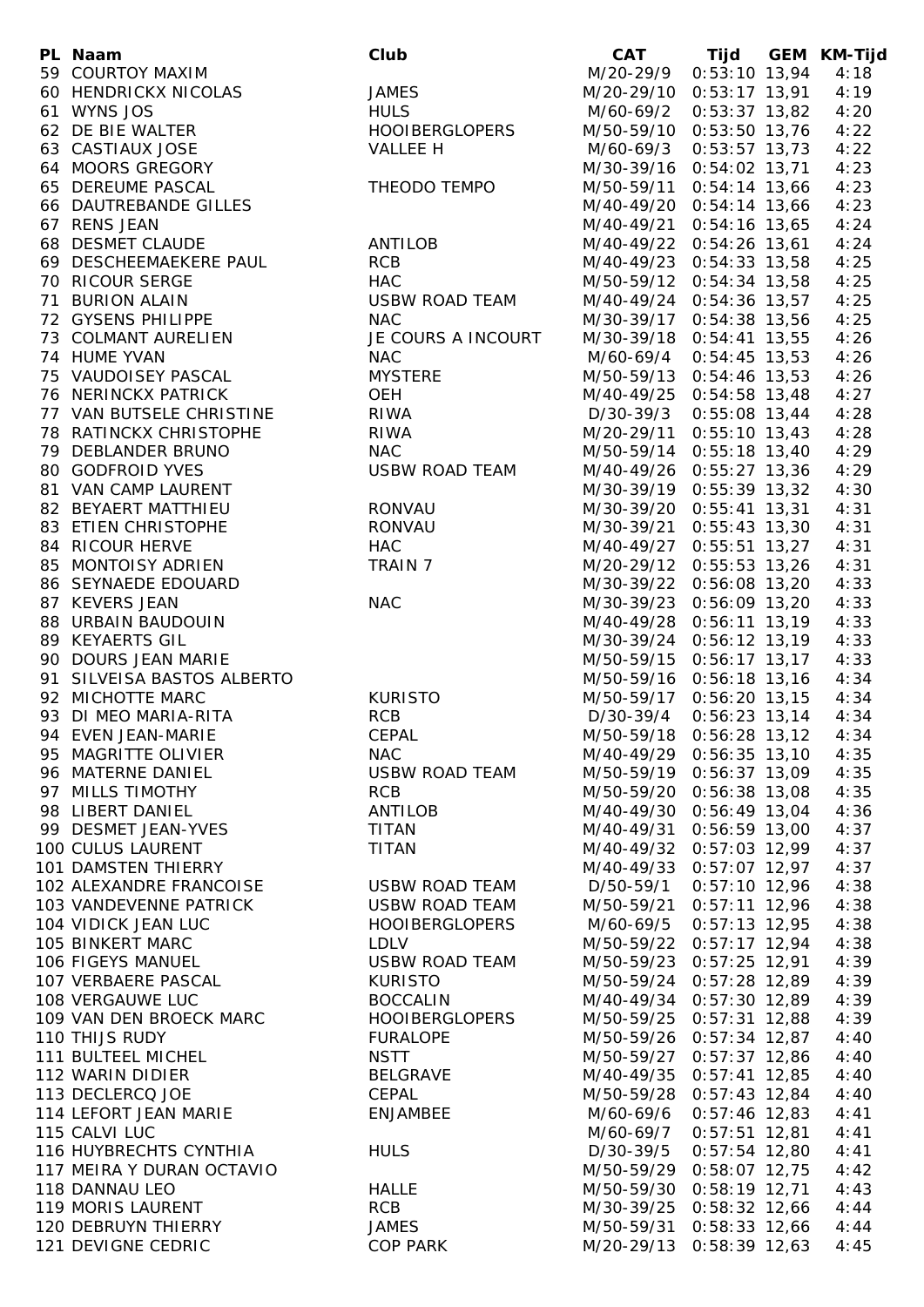| PL | Naam | Club | CAT | Tijd | GEM | KM-Tijd |
|---|---|---|---|---|---|---|
| 59 | COURTOY MAXIM | | M/20-29/9 | 0:53:10 | 13,94 | 4:18 |
| 60 | HENDRICKX NICOLAS | JAMES | M/20-29/10 | 0:53:17 | 13,91 | 4:19 |
| 61 | WYNS JOS | HULS | M/60-69/2 | 0:53:37 | 13,82 | 4:20 |
| 62 | DE BIE WALTER | HOOIBERGLOPERS | M/50-59/10 | 0:53:50 | 13,76 | 4:22 |
| 63 | CASTIAUX JOSE | VALLEE H | M/60-69/3 | 0:53:57 | 13,73 | 4:22 |
| 64 | MOORS GREGORY | | M/30-39/16 | 0:54:02 | 13,71 | 4:23 |
| 65 | DEREUME PASCAL | THEODO TEMPO | M/50-59/11 | 0:54:14 | 13,66 | 4:23 |
| 66 | DAUTREBANDE GILLES | | M/40-49/20 | 0:54:14 | 13,66 | 4:23 |
| 67 | RENS JEAN | | M/40-49/21 | 0:54:16 | 13,65 | 4:24 |
| 68 | DESMET CLAUDE | ANTILOB | M/40-49/22 | 0:54:26 | 13,61 | 4:24 |
| 69 | DESCHEEMAEKERE PAUL | RCB | M/40-49/23 | 0:54:33 | 13,58 | 4:25 |
| 70 | RICOUR SERGE | HAC | M/50-59/12 | 0:54:34 | 13,58 | 4:25 |
| 71 | BURION ALAIN | USBW ROAD TEAM | M/40-49/24 | 0:54:36 | 13,57 | 4:25 |
| 72 | GYSENS PHILIPPE | NAC | M/30-39/17 | 0:54:38 | 13,56 | 4:25 |
| 73 | COLMANT AURELIEN | JE COURS A INCOURT | M/30-39/18 | 0:54:41 | 13,55 | 4:26 |
| 74 | HUME YVAN | NAC | M/60-69/4 | 0:54:45 | 13,53 | 4:26 |
| 75 | VAUDOISEY PASCAL | MYSTERE | M/50-59/13 | 0:54:46 | 13,53 | 4:26 |
| 76 | NERINCKX PATRICK | OEH | M/40-49/25 | 0:54:58 | 13,48 | 4:27 |
| 77 | VAN BUTSELE CHRISTINE | RIWA | D/30-39/3 | 0:55:08 | 13,44 | 4:28 |
| 78 | RATINCKX CHRISTOPHE | RIWA | M/20-29/11 | 0:55:10 | 13,43 | 4:28 |
| 79 | DEBLANDER BRUNO | NAC | M/50-59/14 | 0:55:18 | 13,40 | 4:29 |
| 80 | GODFROID YVES | USBW ROAD TEAM | M/40-49/26 | 0:55:27 | 13,36 | 4:29 |
| 81 | VAN CAMP LAURENT | | M/30-39/19 | 0:55:39 | 13,32 | 4:30 |
| 82 | BEYAERT MATTHIEU | RONVAU | M/30-39/20 | 0:55:41 | 13,31 | 4:31 |
| 83 | ETIEN CHRISTOPHE | RONVAU | M/30-39/21 | 0:55:43 | 13,30 | 4:31 |
| 84 | RICOUR HERVE | HAC | M/40-49/27 | 0:55:51 | 13,27 | 4:31 |
| 85 | MONTOISY ADRIEN | TRAIN 7 | M/20-29/12 | 0:55:53 | 13,26 | 4:31 |
| 86 | SEYNAEDE EDOUARD | | M/30-39/22 | 0:56:08 | 13,20 | 4:33 |
| 87 | KEVERS JEAN | NAC | M/30-39/23 | 0:56:09 | 13,20 | 4:33 |
| 88 | URBAIN BAUDOUIN | | M/40-49/28 | 0:56:11 | 13,19 | 4:33 |
| 89 | KEYAERTS GIL | | M/30-39/24 | 0:56:12 | 13,19 | 4:33 |
| 90 | DOURS JEAN MARIE | | M/50-59/15 | 0:56:17 | 13,17 | 4:33 |
| 91 | SILVEISA BASTOS ALBERTO | | M/50-59/16 | 0:56:18 | 13,16 | 4:34 |
| 92 | MICHOTTE MARC | KURISTO | M/50-59/17 | 0:56:20 | 13,15 | 4:34 |
| 93 | DI MEO MARIA-RITA | RCB | D/30-39/4 | 0:56:23 | 13,14 | 4:34 |
| 94 | EVEN JEAN-MARIE | CEPAL | M/50-59/18 | 0:56:28 | 13,12 | 4:34 |
| 95 | MAGRITTE OLIVIER | NAC | M/40-49/29 | 0:56:35 | 13,10 | 4:35 |
| 96 | MATERNE DANIEL | USBW ROAD TEAM | M/50-59/19 | 0:56:37 | 13,09 | 4:35 |
| 97 | MILLS TIMOTHY | RCB | M/50-59/20 | 0:56:38 | 13,08 | 4:35 |
| 98 | LIBERT DANIEL | ANTILOB | M/40-49/30 | 0:56:49 | 13,04 | 4:36 |
| 99 | DESMET JEAN-YVES | TITAN | M/40-49/31 | 0:56:59 | 13,00 | 4:37 |
| 100 | CULUS LAURENT | TITAN | M/40-49/32 | 0:57:03 | 12,99 | 4:37 |
| 101 | DAMSTEN THIERRY | | M/40-49/33 | 0:57:07 | 12,97 | 4:37 |
| 102 | ALEXANDRE FRANCOISE | USBW ROAD TEAM | D/50-59/1 | 0:57:10 | 12,96 | 4:38 |
| 103 | VANDEVENNE PATRICK | USBW ROAD TEAM | M/50-59/21 | 0:57:11 | 12,96 | 4:38 |
| 104 | VIDICK JEAN LUC | HOOIBERGLOPERS | M/60-69/5 | 0:57:13 | 12,95 | 4:38 |
| 105 | BINKERT MARC | LDLV | M/50-59/22 | 0:57:17 | 12,94 | 4:38 |
| 106 | FIGEYS MANUEL | USBW ROAD TEAM | M/50-59/23 | 0:57:25 | 12,91 | 4:39 |
| 107 | VERBAERE PASCAL | KURISTO | M/50-59/24 | 0:57:28 | 12,89 | 4:39 |
| 108 | VERGAUWE LUC | BOCCALIN | M/40-49/34 | 0:57:30 | 12,89 | 4:39 |
| 109 | VAN DEN BROECK MARC | HOOIBERGLOPERS | M/50-59/25 | 0:57:31 | 12,88 | 4:39 |
| 110 | THIJS RUDY | FURALOPE | M/50-59/26 | 0:57:34 | 12,87 | 4:40 |
| 111 | BULTEEL MICHEL | NSTT | M/50-59/27 | 0:57:37 | 12,86 | 4:40 |
| 112 | WARIN DIDIER | BELGRAVE | M/40-49/35 | 0:57:41 | 12,85 | 4:40 |
| 113 | DECLERCQ JOE | CEPAL | M/50-59/28 | 0:57:43 | 12,84 | 4:40 |
| 114 | LEFORT JEAN MARIE | ENJAMBEE | M/60-69/6 | 0:57:46 | 12,83 | 4:41 |
| 115 | CALVI LUC | | M/60-69/7 | 0:57:51 | 12,81 | 4:41 |
| 116 | HUYBRECHTS CYNTHIA | HULS | D/30-39/5 | 0:57:54 | 12,80 | 4:41 |
| 117 | MEIRA Y DURAN OCTAVIO | | M/50-59/29 | 0:58:07 | 12,75 | 4:42 |
| 118 | DANNAU LEO | HALLE | M/50-59/30 | 0:58:19 | 12,71 | 4:43 |
| 119 | MORIS LAURENT | RCB | M/30-39/25 | 0:58:32 | 12,66 | 4:44 |
| 120 | DEBRUYN THIERRY | JAMES | M/50-59/31 | 0:58:33 | 12,66 | 4:44 |
| 121 | DEVIGNE CEDRIC | COP PARK | M/20-29/13 | 0:58:39 | 12,63 | 4:45 |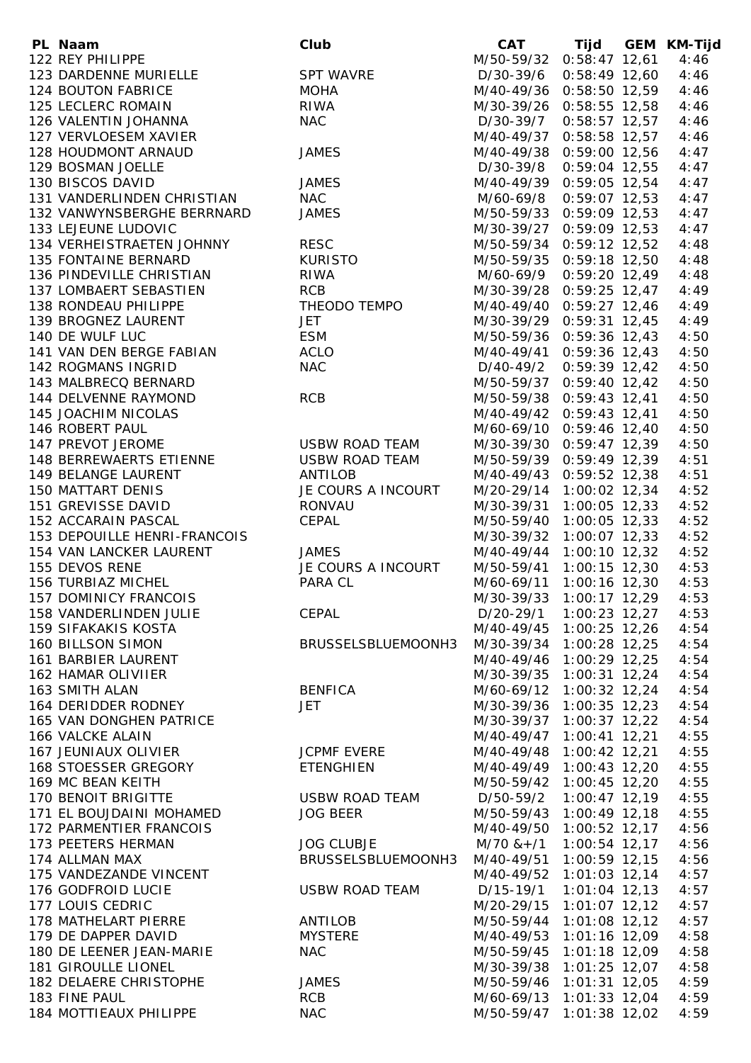| PL | Naam | Club | CAT | Tijd | GEM | KM-Tijd |
|---|---|---|---|---|---|---|
| 122 | REY PHILIPPE | | M/50-59/32 | 0:58:47 | 12,61 | 4:46 |
| 123 | DARDENNE MURIELLE | SPT WAVRE | D/30-39/6 | 0:58:49 | 12,60 | 4:46 |
| 124 | BOUTON FABRICE | MOHA | M/40-49/36 | 0:58:50 | 12,59 | 4:46 |
| 125 | LECLERC ROMAIN | RIWA | M/30-39/26 | 0:58:55 | 12,58 | 4:46 |
| 126 | VALENTIN JOHANNA | NAC | D/30-39/7 | 0:58:57 | 12,57 | 4:46 |
| 127 | VERVLOESEM XAVIER | | M/40-49/37 | 0:58:58 | 12,57 | 4:46 |
| 128 | HOUDMONT ARNAUD | JAMES | M/40-49/38 | 0:59:00 | 12,56 | 4:47 |
| 129 | BOSMAN JOELLE | | D/30-39/8 | 0:59:04 | 12,55 | 4:47 |
| 130 | BISCOS DAVID | JAMES | M/40-49/39 | 0:59:05 | 12,54 | 4:47 |
| 131 | VANDERLINDEN CHRISTIAN | NAC | M/60-69/8 | 0:59:07 | 12,53 | 4:47 |
| 132 | VANWYNSBERGHE BERRNARD | JAMES | M/50-59/33 | 0:59:09 | 12,53 | 4:47 |
| 133 | LEJEUNE LUDOVIC | | M/30-39/27 | 0:59:09 | 12,53 | 4:47 |
| 134 | VERHEISTRAETEN JOHNNY | RESC | M/50-59/34 | 0:59:12 | 12,52 | 4:48 |
| 135 | FONTAINE BERNARD | KURISTO | M/50-59/35 | 0:59:18 | 12,50 | 4:48 |
| 136 | PINDEVILLE CHRISTIAN | RIWA | M/60-69/9 | 0:59:20 | 12,49 | 4:48 |
| 137 | LOMBAERT SEBASTIEN | RCB | M/30-39/28 | 0:59:25 | 12,47 | 4:49 |
| 138 | RONDEAU PHILIPPE | THEODO TEMPO | M/40-49/40 | 0:59:27 | 12,46 | 4:49 |
| 139 | BROGNEZ LAURENT | JET | M/30-39/29 | 0:59:31 | 12,45 | 4:49 |
| 140 | DE WULF LUC | ESM | M/50-59/36 | 0:59:36 | 12,43 | 4:50 |
| 141 | VAN DEN BERGE FABIAN | ACLO | M/40-49/41 | 0:59:36 | 12,43 | 4:50 |
| 142 | ROGMANS INGRID | NAC | D/40-49/2 | 0:59:39 | 12,42 | 4:50 |
| 143 | MALBRECQ BERNARD | | M/50-59/37 | 0:59:40 | 12,42 | 4:50 |
| 144 | DELVENNE RAYMOND | RCB | M/50-59/38 | 0:59:43 | 12,41 | 4:50 |
| 145 | JOACHIM NICOLAS | | M/40-49/42 | 0:59:43 | 12,41 | 4:50 |
| 146 | ROBERT PAUL | | M/60-69/10 | 0:59:46 | 12,40 | 4:50 |
| 147 | PREVOT JEROME | USBW ROAD TEAM | M/30-39/30 | 0:59:47 | 12,39 | 4:50 |
| 148 | BERREWAERTS ETIENNE | USBW ROAD TEAM | M/50-59/39 | 0:59:49 | 12,39 | 4:51 |
| 149 | BELANGE LAURENT | ANTILOB | M/40-49/43 | 0:59:52 | 12,38 | 4:51 |
| 150 | MATTART DENIS | JE COURS A INCOURT | M/20-29/14 | 1:00:02 | 12,34 | 4:52 |
| 151 | GREVISSE DAVID | RONVAU | M/30-39/31 | 1:00:05 | 12,33 | 4:52 |
| 152 | ACCARAIN PASCAL | CEPAL | M/50-59/40 | 1:00:05 | 12,33 | 4:52 |
| 153 | DEPOUILLE HENRI-FRANCOIS | | M/30-39/32 | 1:00:07 | 12,33 | 4:52 |
| 154 | VAN LANCKER LAURENT | JAMES | M/40-49/44 | 1:00:10 | 12,32 | 4:52 |
| 155 | DEVOS RENE | JE COURS A INCOURT | M/50-59/41 | 1:00:15 | 12,30 | 4:53 |
| 156 | TURBIAZ MICHEL | PARA CL | M/60-69/11 | 1:00:16 | 12,30 | 4:53 |
| 157 | DOMINICY FRANCOIS | | M/30-39/33 | 1:00:17 | 12,29 | 4:53 |
| 158 | VANDERLINDEN JULIE | CEPAL | D/20-29/1 | 1:00:23 | 12,27 | 4:53 |
| 159 | SIFAKAKIS KOSTA | | M/40-49/45 | 1:00:25 | 12,26 | 4:54 |
| 160 | BILLSON SIMON | BRUSSELSBLUEMOONH3 | M/30-39/34 | 1:00:28 | 12,25 | 4:54 |
| 161 | BARBIER LAURENT | | M/40-49/46 | 1:00:29 | 12,25 | 4:54 |
| 162 | HAMAR OLIVIIER | | M/30-39/35 | 1:00:31 | 12,24 | 4:54 |
| 163 | SMITH ALAN | BENFICA | M/60-69/12 | 1:00:32 | 12,24 | 4:54 |
| 164 | DERIDDER RODNEY | JET | M/30-39/36 | 1:00:35 | 12,23 | 4:54 |
| 165 | VAN DONGHEN PATRICE | | M/30-39/37 | 1:00:37 | 12,22 | 4:54 |
| 166 | VALCKE ALAIN | | M/40-49/47 | 1:00:41 | 12,21 | 4:55 |
| 167 | JEUNIAUX OLIVIER | JCPMF EVERE | M/40-49/48 | 1:00:42 | 12,21 | 4:55 |
| 168 | STOESSER GREGORY | ETENGHIEN | M/40-49/49 | 1:00:43 | 12,20 | 4:55 |
| 169 | MC BEAN KEITH | | M/50-59/42 | 1:00:45 | 12,20 | 4:55 |
| 170 | BENOIT BRIGITTE | USBW ROAD TEAM | D/50-59/2 | 1:00:47 | 12,19 | 4:55 |
| 171 | EL BOUJDAINI MOHAMED | JOG BEER | M/50-59/43 | 1:00:49 | 12,18 | 4:55 |
| 172 | PARMENTIER FRANCOIS | | M/40-49/50 | 1:00:52 | 12,17 | 4:56 |
| 173 | PEETERS HERMAN | JOG CLUBJE | M/70 &+/1 | 1:00:54 | 12,17 | 4:56 |
| 174 | ALLMAN MAX | BRUSSELSBLUEMOONH3 | M/40-49/51 | 1:00:59 | 12,15 | 4:56 |
| 175 | VANDEZANDE VINCENT | | M/40-49/52 | 1:01:03 | 12,14 | 4:57 |
| 176 | GODFROID LUCIE | USBW ROAD TEAM | D/15-19/1 | 1:01:04 | 12,13 | 4:57 |
| 177 | LOUIS CEDRIC | | M/20-29/15 | 1:01:07 | 12,12 | 4:57 |
| 178 | MATHELART PIERRE | ANTILOB | M/50-59/44 | 1:01:08 | 12,12 | 4:57 |
| 179 | DE DAPPER DAVID | MYSTERE | M/40-49/53 | 1:01:16 | 12,09 | 4:58 |
| 180 | DE LEENER JEAN-MARIE | NAC | M/50-59/45 | 1:01:18 | 12,09 | 4:58 |
| 181 | GIROULLE LIONEL | | M/30-39/38 | 1:01:25 | 12,07 | 4:58 |
| 182 | DELAERE CHRISTOPHE | JAMES | M/50-59/46 | 1:01:31 | 12,05 | 4:59 |
| 183 | FINE PAUL | RCB | M/60-69/13 | 1:01:33 | 12,04 | 4:59 |
| 184 | MOTTIEAUX PHILIPPE | NAC | M/50-59/47 | 1:01:38 | 12,02 | 4:59 |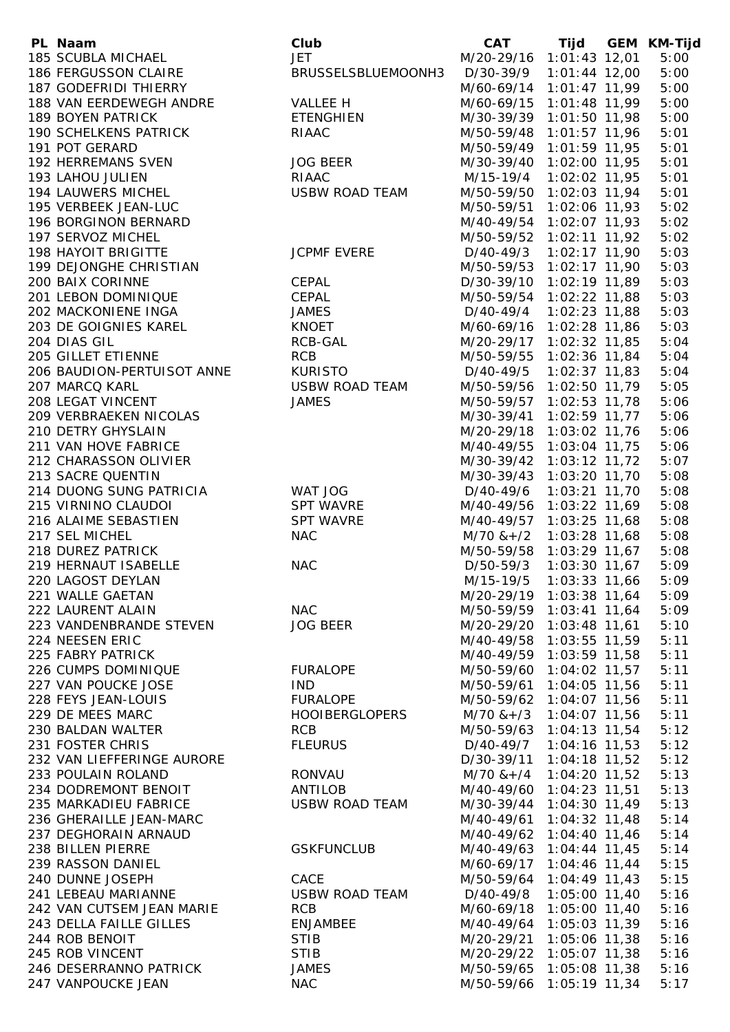| PL | Naam | Club | CAT | Tijd | GEM | KM-Tijd |
|---|---|---|---|---|---|---|
| 185 | SCUBLA MICHAEL | JET | M/20-29/16 | 1:01:43 | 12,01 | 5:00 |
| 186 | FERGUSSON CLAIRE | BRUSSELSBLUEMOONH3 | D/30-39/9 | 1:01:44 | 12,00 | 5:00 |
| 187 | GODEFRIDI THIERRY | | M/60-69/14 | 1:01:47 | 11,99 | 5:00 |
| 188 | VAN EERDEWEGH ANDRE | VALLEE H | M/60-69/15 | 1:01:48 | 11,99 | 5:00 |
| 189 | BOYEN PATRICK | ETENGHIEN | M/30-39/39 | 1:01:50 | 11,98 | 5:00 |
| 190 | SCHELKENS PATRICK | RIAAC | M/50-59/48 | 1:01:57 | 11,96 | 5:01 |
| 191 | POT GERARD | | M/50-59/49 | 1:01:59 | 11,95 | 5:01 |
| 192 | HERREMANS SVEN | JOG BEER | M/30-39/40 | 1:02:00 | 11,95 | 5:01 |
| 193 | LAHOU JULIEN | RIAAC | M/15-19/4 | 1:02:02 | 11,95 | 5:01 |
| 194 | LAUWERS MICHEL | USBW ROAD TEAM | M/50-59/50 | 1:02:03 | 11,94 | 5:01 |
| 195 | VERBEEK JEAN-LUC | | M/50-59/51 | 1:02:06 | 11,93 | 5:02 |
| 196 | BORGINON BERNARD | | M/40-49/54 | 1:02:07 | 11,93 | 5:02 |
| 197 | SERVOZ MICHEL | | M/50-59/52 | 1:02:11 | 11,92 | 5:02 |
| 198 | HAYOIT BRIGITTE | JCPMF EVERE | D/40-49/3 | 1:02:17 | 11,90 | 5:03 |
| 199 | DEJONGHE CHRISTIAN | | M/50-59/53 | 1:02:17 | 11,90 | 5:03 |
| 200 | BAIX CORINNE | CEPAL | D/30-39/10 | 1:02:19 | 11,89 | 5:03 |
| 201 | LEBON DOMINIQUE | CEPAL | M/50-59/54 | 1:02:22 | 11,88 | 5:03 |
| 202 | MACKONIENE INGA | JAMES | D/40-49/4 | 1:02:23 | 11,88 | 5:03 |
| 203 | DE GOIGNIES KAREL | KNOET | M/60-69/16 | 1:02:28 | 11,86 | 5:03 |
| 204 | DIAS GIL | RCB-GAL | M/20-29/17 | 1:02:32 | 11,85 | 5:04 |
| 205 | GILLET ETIENNE | RCB | M/50-59/55 | 1:02:36 | 11,84 | 5:04 |
| 206 | BAUDION-PERTUISOT ANNE | KURISTO | D/40-49/5 | 1:02:37 | 11,83 | 5:04 |
| 207 | MARCQ KARL | USBW ROAD TEAM | M/50-59/56 | 1:02:50 | 11,79 | 5:05 |
| 208 | LEGAT VINCENT | JAMES | M/50-59/57 | 1:02:53 | 11,78 | 5:06 |
| 209 | VERBRAEKEN NICOLAS | | M/30-39/41 | 1:02:59 | 11,77 | 5:06 |
| 210 | DETRY GHYSLAIN | | M/20-29/18 | 1:03:02 | 11,76 | 5:06 |
| 211 | VAN HOVE FABRICE | | M/40-49/55 | 1:03:04 | 11,75 | 5:06 |
| 212 | CHARASSON OLIVIER | | M/30-39/42 | 1:03:12 | 11,72 | 5:07 |
| 213 | SACRE QUENTIN | | M/30-39/43 | 1:03:20 | 11,70 | 5:08 |
| 214 | DUONG SUNG PATRICIA | WAT JOG | D/40-49/6 | 1:03:21 | 11,70 | 5:08 |
| 215 | VIRNINO CLAUDOI | SPT WAVRE | M/40-49/56 | 1:03:22 | 11,69 | 5:08 |
| 216 | ALAIME SEBASTIEN | SPT WAVRE | M/40-49/57 | 1:03:25 | 11,68 | 5:08 |
| 217 | SEL MICHEL | NAC | M/70 &+/2 | 1:03:28 | 11,68 | 5:08 |
| 218 | DUREZ PATRICK | | M/50-59/58 | 1:03:29 | 11,67 | 5:08 |
| 219 | HERNAUT ISABELLE | NAC | D/50-59/3 | 1:03:30 | 11,67 | 5:09 |
| 220 | LAGOST DEYLAN | | M/15-19/5 | 1:03:33 | 11,66 | 5:09 |
| 221 | WALLE GAETAN | | M/20-29/19 | 1:03:38 | 11,64 | 5:09 |
| 222 | LAURENT ALAIN | NAC | M/50-59/59 | 1:03:41 | 11,64 | 5:09 |
| 223 | VANDENBRANDE STEVEN | JOG BEER | M/20-29/20 | 1:03:48 | 11,61 | 5:10 |
| 224 | NEESEN ERIC | | M/40-49/58 | 1:03:55 | 11,59 | 5:11 |
| 225 | FABRY PATRICK | | M/40-49/59 | 1:03:59 | 11,58 | 5:11 |
| 226 | CUMPS DOMINIQUE | FURALOPE | M/50-59/60 | 1:04:02 | 11,57 | 5:11 |
| 227 | VAN POUCKE JOSE | IND | M/50-59/61 | 1:04:05 | 11,56 | 5:11 |
| 228 | FEYS JEAN-LOUIS | FURALOPE | M/50-59/62 | 1:04:07 | 11,56 | 5:11 |
| 229 | DE MEES MARC | HOOIBERGLOPERS | M/70 &+/3 | 1:04:07 | 11,56 | 5:11 |
| 230 | BALDAN WALTER | RCB | M/50-59/63 | 1:04:13 | 11,54 | 5:12 |
| 231 | FOSTER CHRIS | FLEURUS | D/40-49/7 | 1:04:16 | 11,53 | 5:12 |
| 232 | VAN LIEFFERINGE AURORE | | D/30-39/11 | 1:04:18 | 11,52 | 5:12 |
| 233 | POULAIN ROLAND | RONVAU | M/70 &+/4 | 1:04:20 | 11,52 | 5:13 |
| 234 | DODREMONT BENOIT | ANTILOB | M/40-49/60 | 1:04:23 | 11,51 | 5:13 |
| 235 | MARKADIEU FABRICE | USBW ROAD TEAM | M/30-39/44 | 1:04:30 | 11,49 | 5:13 |
| 236 | GHERAILLE JEAN-MARC | | M/40-49/61 | 1:04:32 | 11,48 | 5:14 |
| 237 | DEGHORAIN ARNAUD | | M/40-49/62 | 1:04:40 | 11,46 | 5:14 |
| 238 | BILLEN PIERRE | GSKFUNCLUB | M/40-49/63 | 1:04:44 | 11,45 | 5:14 |
| 239 | RASSON DANIEL | | M/60-69/17 | 1:04:46 | 11,44 | 5:15 |
| 240 | DUNNE JOSEPH | CACE | M/50-59/64 | 1:04:49 | 11,43 | 5:15 |
| 241 | LEBEAU MARIANNE | USBW ROAD TEAM | D/40-49/8 | 1:05:00 | 11,40 | 5:16 |
| 242 | VAN CUTSEM JEAN MARIE | RCB | M/60-69/18 | 1:05:00 | 11,40 | 5:16 |
| 243 | DELLA FAILLE GILLES | ENJAMBEE | M/40-49/64 | 1:05:03 | 11,39 | 5:16 |
| 244 | ROB BENOIT | STIB | M/20-29/21 | 1:05:06 | 11,38 | 5:16 |
| 245 | ROB VINCENT | STIB | M/20-29/22 | 1:05:07 | 11,38 | 5:16 |
| 246 | DESERRANNO PATRICK | JAMES | M/50-59/65 | 1:05:08 | 11,38 | 5:16 |
| 247 | VANPOUCKE JEAN | NAC | M/50-59/66 | 1:05:19 | 11,34 | 5:17 |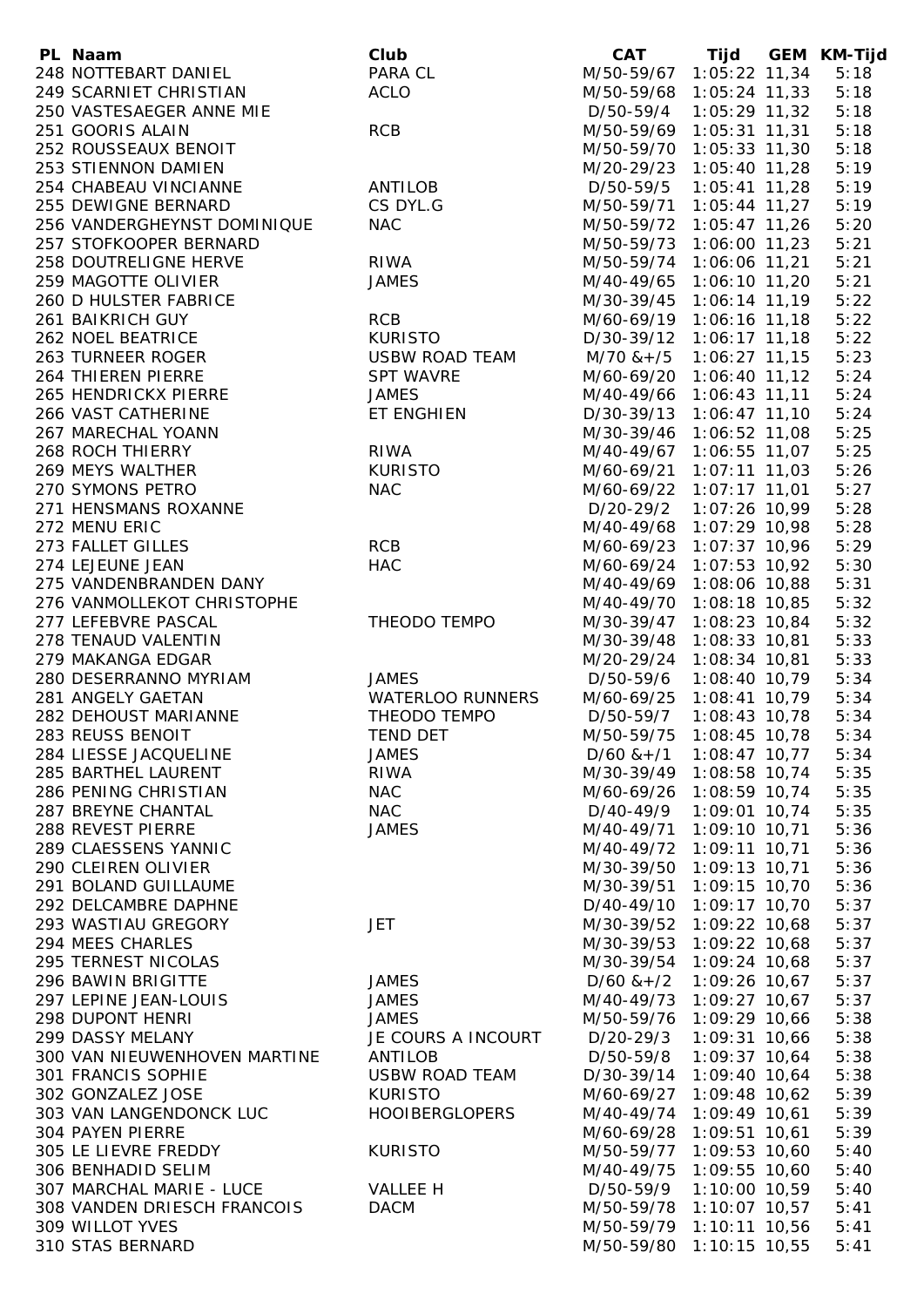| PL | Naam | Club | CAT | Tijd | GEM | KM-Tijd |
|---|---|---|---|---|---|---|
| 248 | NOTTEBART DANIEL | PARA CL | M/50-59/67 | 1:05:22 | 11,34 | 5:18 |
| 249 | SCARNIET CHRISTIAN | ACLO | M/50-59/68 | 1:05:24 | 11,33 | 5:18 |
| 250 | VASTESAEGER ANNE MIE | | D/50-59/4 | 1:05:29 | 11,32 | 5:18 |
| 251 | GOORIS ALAIN | RCB | M/50-59/69 | 1:05:31 | 11,31 | 5:18 |
| 252 | ROUSSEAUX BENOIT | | M/50-59/70 | 1:05:33 | 11,30 | 5:18 |
| 253 | STIENNON DAMIEN | | M/20-29/23 | 1:05:40 | 11,28 | 5:19 |
| 254 | CHABEAU VINCIANNE | ANTILOB | D/50-59/5 | 1:05:41 | 11,28 | 5:19 |
| 255 | DEWIGNE BERNARD | CS DYL.G | M/50-59/71 | 1:05:44 | 11,27 | 5:19 |
| 256 | VANDERGHEYNST DOMINIQUE | NAC | M/50-59/72 | 1:05:47 | 11,26 | 5:20 |
| 257 | STOFKOOPER BERNARD | | M/50-59/73 | 1:06:00 | 11,23 | 5:21 |
| 258 | DOUTRELIGNE HERVE | RIWA | M/50-59/74 | 1:06:06 | 11,21 | 5:21 |
| 259 | MAGOTTE OLIVIER | JAMES | M/40-49/65 | 1:06:10 | 11,20 | 5:21 |
| 260 | D HULSTER FABRICE | | M/30-39/45 | 1:06:14 | 11,19 | 5:22 |
| 261 | BAIKRICH GUY | RCB | M/60-69/19 | 1:06:16 | 11,18 | 5:22 |
| 262 | NOEL BEATRICE | KURISTO | D/30-39/12 | 1:06:17 | 11,18 | 5:22 |
| 263 | TURNEER ROGER | USBW ROAD TEAM | M/70 &+/5 | 1:06:27 | 11,15 | 5:23 |
| 264 | THIEREN PIERRE | SPT WAVRE | M/60-69/20 | 1:06:40 | 11,12 | 5:24 |
| 265 | HENDRICKX PIERRE | JAMES | M/40-49/66 | 1:06:43 | 11,11 | 5:24 |
| 266 | VAST CATHERINE | ET ENGHIEN | D/30-39/13 | 1:06:47 | 11,10 | 5:24 |
| 267 | MARECHAL YOANN | | M/30-39/46 | 1:06:52 | 11,08 | 5:25 |
| 268 | ROCH THIERRY | RIWA | M/40-49/67 | 1:06:55 | 11,07 | 5:25 |
| 269 | MEYS WALTHER | KURISTO | M/60-69/21 | 1:07:11 | 11,03 | 5:26 |
| 270 | SYMONS PETRO | NAC | M/60-69/22 | 1:07:17 | 11,01 | 5:27 |
| 271 | HENSMANS ROXANNE | | D/20-29/2 | 1:07:26 | 10,99 | 5:28 |
| 272 | MENU ERIC | | M/40-49/68 | 1:07:29 | 10,98 | 5:28 |
| 273 | FALLET GILLES | RCB | M/60-69/23 | 1:07:37 | 10,96 | 5:29 |
| 274 | LEJEUNE JEAN | HAC | M/60-69/24 | 1:07:53 | 10,92 | 5:30 |
| 275 | VANDENBRANDEN DANY | | M/40-49/69 | 1:08:06 | 10,88 | 5:31 |
| 276 | VANMOLLEKOT CHRISTOPHE | | M/40-49/70 | 1:08:18 | 10,85 | 5:32 |
| 277 | LEFEBVRE PASCAL | THEODO TEMPO | M/30-39/47 | 1:08:23 | 10,84 | 5:32 |
| 278 | TENAUD VALENTIN | | M/30-39/48 | 1:08:33 | 10,81 | 5:33 |
| 279 | MAKANGA EDGAR | | M/20-29/24 | 1:08:34 | 10,81 | 5:33 |
| 280 | DESERRANNO MYRIAM | JAMES | D/50-59/6 | 1:08:40 | 10,79 | 5:34 |
| 281 | ANGELY GAETAN | WATERLOO RUNNERS | M/60-69/25 | 1:08:41 | 10,79 | 5:34 |
| 282 | DEHOUST MARIANNE | THEODO TEMPO | D/50-59/7 | 1:08:43 | 10,78 | 5:34 |
| 283 | REUSS BENOIT | TEND DET | M/50-59/75 | 1:08:45 | 10,78 | 5:34 |
| 284 | LIESSE JACQUELINE | JAMES | D/60 &+/1 | 1:08:47 | 10,77 | 5:34 |
| 285 | BARTHEL LAURENT | RIWA | M/30-39/49 | 1:08:58 | 10,74 | 5:35 |
| 286 | PENING CHRISTIAN | NAC | M/60-69/26 | 1:08:59 | 10,74 | 5:35 |
| 287 | BREYNE CHANTAL | NAC | D/40-49/9 | 1:09:01 | 10,74 | 5:35 |
| 288 | REVEST PIERRE | JAMES | M/40-49/71 | 1:09:10 | 10,71 | 5:36 |
| 289 | CLAESSENS YANNIC | | M/40-49/72 | 1:09:11 | 10,71 | 5:36 |
| 290 | CLEIREN OLIVIER | | M/30-39/50 | 1:09:13 | 10,71 | 5:36 |
| 291 | BOLAND GUILLAUME | | M/30-39/51 | 1:09:15 | 10,70 | 5:36 |
| 292 | DELCAMBRE DAPHNE | | D/40-49/10 | 1:09:17 | 10,70 | 5:37 |
| 293 | WASTIAU GREGORY | JET | M/30-39/52 | 1:09:22 | 10,68 | 5:37 |
| 294 | MEES CHARLES | | M/30-39/53 | 1:09:22 | 10,68 | 5:37 |
| 295 | TERNEST NICOLAS | | M/30-39/54 | 1:09:24 | 10,68 | 5:37 |
| 296 | BAWIN BRIGITTE | JAMES | D/60 &+/2 | 1:09:26 | 10,67 | 5:37 |
| 297 | LEPINE JEAN-LOUIS | JAMES | M/40-49/73 | 1:09:27 | 10,67 | 5:37 |
| 298 | DUPONT HENRI | JAMES | M/50-59/76 | 1:09:29 | 10,66 | 5:38 |
| 299 | DASSY MELANY | JE COURS A INCOURT | D/20-29/3 | 1:09:31 | 10,66 | 5:38 |
| 300 | VAN NIEUWENHOVEN MARTINE | ANTILOB | D/50-59/8 | 1:09:37 | 10,64 | 5:38 |
| 301 | FRANCIS SOPHIE | USBW ROAD TEAM | D/30-39/14 | 1:09:40 | 10,64 | 5:38 |
| 302 | GONZALEZ JOSE | KURISTO | M/60-69/27 | 1:09:48 | 10,62 | 5:39 |
| 303 | VAN LANGENDONCK LUC | HOOIBERGLOPERS | M/40-49/74 | 1:09:49 | 10,61 | 5:39 |
| 304 | PAYEN PIERRE | | M/60-69/28 | 1:09:51 | 10,61 | 5:39 |
| 305 | LE LIEVRE FREDDY | KURISTO | M/50-59/77 | 1:09:53 | 10,60 | 5:40 |
| 306 | BENHADID SELIM | | M/40-49/75 | 1:09:55 | 10,60 | 5:40 |
| 307 | MARCHAL MARIE - LUCE | VALLEE H | D/50-59/9 | 1:10:00 | 10,59 | 5:40 |
| 308 | VANDEN DRIESCH FRANCOIS | DACM | M/50-59/78 | 1:10:07 | 10,57 | 5:41 |
| 309 | WILLOT YVES | | M/50-59/79 | 1:10:11 | 10,56 | 5:41 |
| 310 | STAS BERNARD | | M/50-59/80 | 1:10:15 | 10,55 | 5:41 |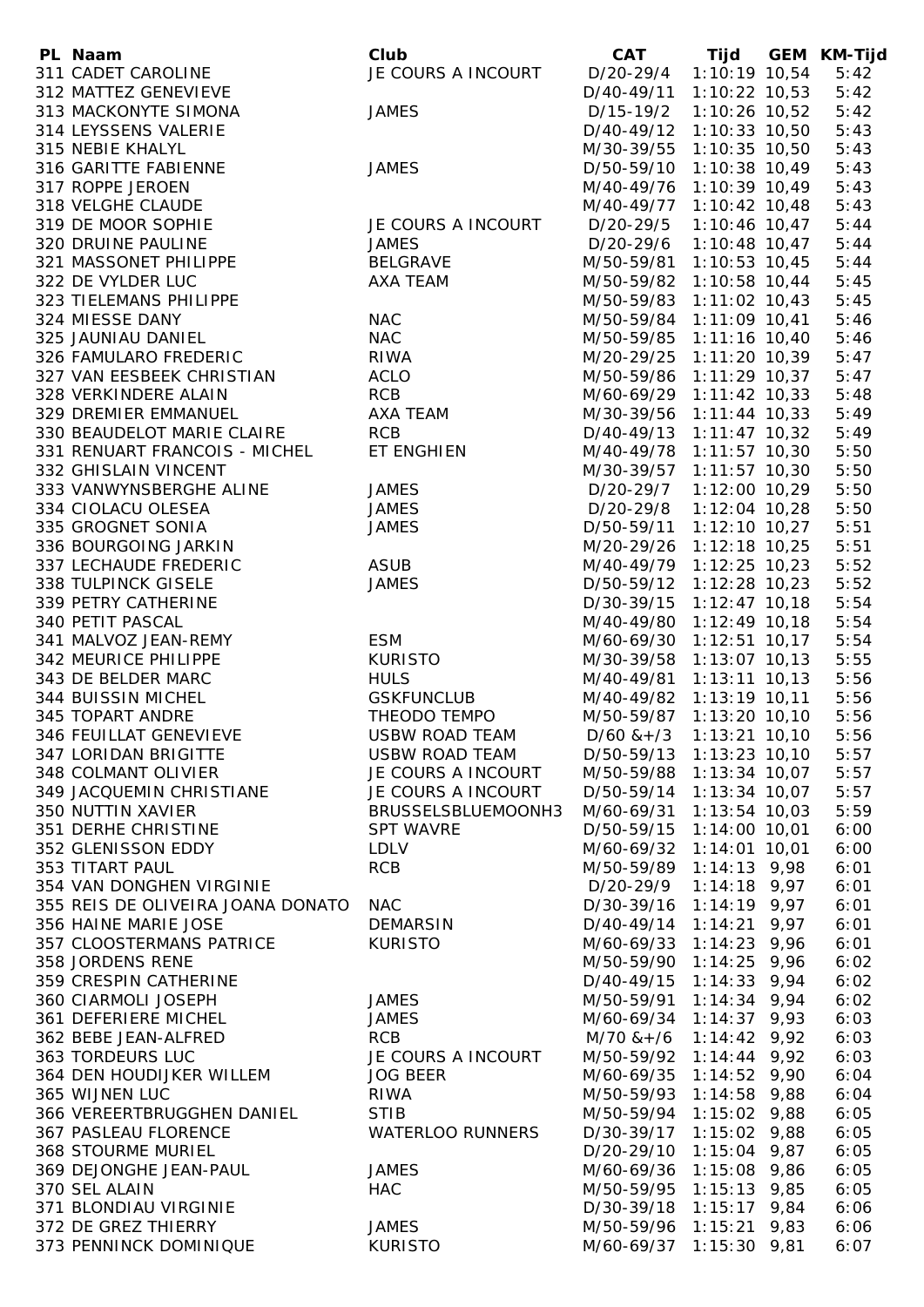| PL | Naam | Club | CAT | Tijd | GEM | KM-Tijd |
|---|---|---|---|---|---|---|
| 311 | CADET CAROLINE | JE COURS A INCOURT | D/20-29/4 | 1:10:19 | 10,54 | 5:42 |
| 312 | MATTEZ GENEVIEVE | | D/40-49/11 | 1:10:22 | 10,53 | 5:42 |
| 313 | MACKONYTE SIMONA | JAMES | D/15-19/2 | 1:10:26 | 10,52 | 5:42 |
| 314 | LEYSSENS VALERIE | | D/40-49/12 | 1:10:33 | 10,50 | 5:43 |
| 315 | NEBIE KHALYL | | M/30-39/55 | 1:10:35 | 10,50 | 5:43 |
| 316 | GARITTE FABIENNE | JAMES | D/50-59/10 | 1:10:38 | 10,49 | 5:43 |
| 317 | ROPPE JEROEN | | M/40-49/76 | 1:10:39 | 10,49 | 5:43 |
| 318 | VELGHE CLAUDE | | M/40-49/77 | 1:10:42 | 10,48 | 5:43 |
| 319 | DE MOOR SOPHIE | JE COURS A INCOURT | D/20-29/5 | 1:10:46 | 10,47 | 5:44 |
| 320 | DRUINE PAULINE | JAMES | D/20-29/6 | 1:10:48 | 10,47 | 5:44 |
| 321 | MASSONET PHILIPPE | BELGRAVE | M/50-59/81 | 1:10:53 | 10,45 | 5:44 |
| 322 | DE VYLDER LUC | AXA TEAM | M/50-59/82 | 1:10:58 | 10,44 | 5:45 |
| 323 | TIELEMANS PHILIPPE | | M/50-59/83 | 1:11:02 | 10,43 | 5:45 |
| 324 | MIESSE DANY | NAC | M/50-59/84 | 1:11:09 | 10,41 | 5:46 |
| 325 | JAUNIAU DANIEL | NAC | M/50-59/85 | 1:11:16 | 10,40 | 5:46 |
| 326 | FAMULARO FREDERIC | RIWA | M/20-29/25 | 1:11:20 | 10,39 | 5:47 |
| 327 | VAN EESBEEK CHRISTIAN | ACLO | M/50-59/86 | 1:11:29 | 10,37 | 5:47 |
| 328 | VERKINDERE ALAIN | RCB | M/60-69/29 | 1:11:42 | 10,33 | 5:48 |
| 329 | DREMIER EMMANUEL | AXA TEAM | M/30-39/56 | 1:11:44 | 10,33 | 5:49 |
| 330 | BEAUDELOT MARIE CLAIRE | RCB | D/40-49/13 | 1:11:47 | 10,32 | 5:49 |
| 331 | RENUART FRANCOIS - MICHEL | ET ENGHIEN | M/40-49/78 | 1:11:57 | 10,30 | 5:50 |
| 332 | GHISLAIN VINCENT | | M/30-39/57 | 1:11:57 | 10,30 | 5:50 |
| 333 | VANWYNSBERGHE ALINE | JAMES | D/20-29/7 | 1:12:00 | 10,29 | 5:50 |
| 334 | CIOLACU OLESEA | JAMES | D/20-29/8 | 1:12:04 | 10,28 | 5:50 |
| 335 | GROGNET SONIA | JAMES | D/50-59/11 | 1:12:10 | 10,27 | 5:51 |
| 336 | BOURGOING JARKIN | | M/20-29/26 | 1:12:18 | 10,25 | 5:51 |
| 337 | LECHAUDE FREDERIC | ASUB | M/40-49/79 | 1:12:25 | 10,23 | 5:52 |
| 338 | TULPINCK GISELE | JAMES | D/50-59/12 | 1:12:28 | 10,23 | 5:52 |
| 339 | PETRY CATHERINE | | D/30-39/15 | 1:12:47 | 10,18 | 5:54 |
| 340 | PETIT PASCAL | | M/40-49/80 | 1:12:49 | 10,18 | 5:54 |
| 341 | MALVOZ JEAN-REMY | ESM | M/60-69/30 | 1:12:51 | 10,17 | 5:54 |
| 342 | MEURICE PHILIPPE | KURISTO | M/30-39/58 | 1:13:07 | 10,13 | 5:55 |
| 343 | DE BELDER MARC | HULS | M/40-49/81 | 1:13:11 | 10,13 | 5:56 |
| 344 | BUISSIN MICHEL | GSKFUNCLUB | M/40-49/82 | 1:13:19 | 10,11 | 5:56 |
| 345 | TOPART ANDRE | THEODO TEMPO | M/50-59/87 | 1:13:20 | 10,10 | 5:56 |
| 346 | FEUILLAT GENEVIEVE | USBW ROAD TEAM | D/60 &+/3 | 1:13:21 | 10,10 | 5:56 |
| 347 | LORIDAN BRIGITTE | USBW ROAD TEAM | D/50-59/13 | 1:13:23 | 10,10 | 5:57 |
| 348 | COLMANT OLIVIER | JE COURS A INCOURT | M/50-59/88 | 1:13:34 | 10,07 | 5:57 |
| 349 | JACQUEMIN CHRISTIANE | JE COURS A INCOURT | D/50-59/14 | 1:13:34 | 10,07 | 5:57 |
| 350 | NUTTIN XAVIER | BRUSSELSBLUEMOONH3 | M/60-69/31 | 1:13:54 | 10,03 | 5:59 |
| 351 | DERHE CHRISTINE | SPT WAVRE | D/50-59/15 | 1:14:00 | 10,01 | 6:00 |
| 352 | GLENISSON EDDY | LDLV | M/60-69/32 | 1:14:01 | 10,01 | 6:00 |
| 353 | TITART PAUL | RCB | M/50-59/89 | 1:14:13 | 9,98 | 6:01 |
| 354 | VAN DONGHEN VIRGINIE | | D/20-29/9 | 1:14:18 | 9,97 | 6:01 |
| 355 | REIS DE OLIVEIRA JOANA DONATO | NAC | D/30-39/16 | 1:14:19 | 9,97 | 6:01 |
| 356 | HAINE MARIE JOSE | DEMARSIN | D/40-49/14 | 1:14:21 | 9,97 | 6:01 |
| 357 | CLOOSTERMANS PATRICE | KURISTO | M/60-69/33 | 1:14:23 | 9,96 | 6:01 |
| 358 | JORDENS RENE | | M/50-59/90 | 1:14:25 | 9,96 | 6:02 |
| 359 | CRESPIN CATHERINE | | D/40-49/15 | 1:14:33 | 9,94 | 6:02 |
| 360 | CIARMOLI JOSEPH | JAMES | M/50-59/91 | 1:14:34 | 9,94 | 6:02 |
| 361 | DEFERIERE MICHEL | JAMES | M/60-69/34 | 1:14:37 | 9,93 | 6:03 |
| 362 | BEBE JEAN-ALFRED | RCB | M/70 &+/6 | 1:14:42 | 9,92 | 6:03 |
| 363 | TORDEURS LUC | JE COURS A INCOURT | M/50-59/92 | 1:14:44 | 9,92 | 6:03 |
| 364 | DEN HOUDIJKER WILLEM | JOG BEER | M/60-69/35 | 1:14:52 | 9,90 | 6:04 |
| 365 | WIJNEN LUC | RIWA | M/50-59/93 | 1:14:58 | 9,88 | 6:04 |
| 366 | VEREERTBRUGGHEN DANIEL | STIB | M/50-59/94 | 1:15:02 | 9,88 | 6:05 |
| 367 | PASLEAU FLORENCE | WATERLOO RUNNERS | D/30-39/17 | 1:15:02 | 9,88 | 6:05 |
| 368 | STOURME MURIEL | | D/20-29/10 | 1:15:04 | 9,87 | 6:05 |
| 369 | DEJONGHE JEAN-PAUL | JAMES | M/60-69/36 | 1:15:08 | 9,86 | 6:05 |
| 370 | SEL ALAIN | HAC | M/50-59/95 | 1:15:13 | 9,85 | 6:05 |
| 371 | BLONDIAU VIRGINIE | | D/30-39/18 | 1:15:17 | 9,84 | 6:06 |
| 372 | DE GREZ THIERRY | JAMES | M/50-59/96 | 1:15:21 | 9,83 | 6:06 |
| 373 | PENNINCK DOMINIQUE | KURISTO | M/60-69/37 | 1:15:30 | 9,81 | 6:07 |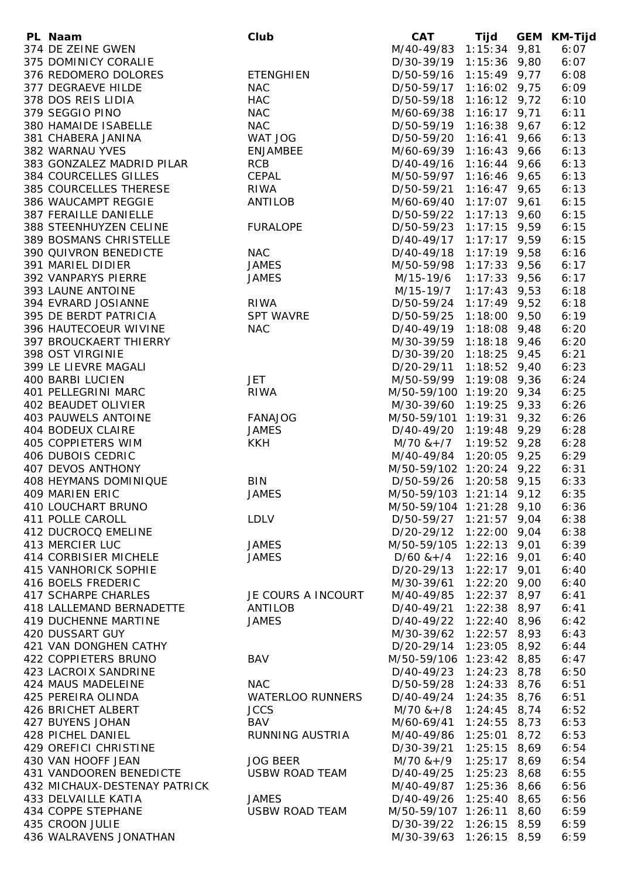| PL | Naam | Club | CAT | Tijd | GEM | KM-Tijd |
|---|---|---|---|---|---|---|
| 374 | DE ZEINE GWEN | | M/40-49/83 | 1:15:34 | 9,81 | 6:07 |
| 375 | DOMINICY CORALIE | | D/30-39/19 | 1:15:36 | 9,80 | 6:07 |
| 376 | REDOMERO DOLORES | ETENGHIEN | D/50-59/16 | 1:15:49 | 9,77 | 6:08 |
| 377 | DEGRAEVE HILDE | NAC | D/50-59/17 | 1:16:02 | 9,75 | 6:09 |
| 378 | DOS REIS LIDIA | HAC | D/50-59/18 | 1:16:12 | 9,72 | 6:10 |
| 379 | SEGGIO PINO | NAC | M/60-69/38 | 1:16:17 | 9,71 | 6:11 |
| 380 | HAMAIDE ISABELLE | NAC | D/50-59/19 | 1:16:38 | 9,67 | 6:12 |
| 381 | CHABERA JANINA | WAT JOG | D/50-59/20 | 1:16:41 | 9,66 | 6:13 |
| 382 | WARNAU YVES | ENJAMBEE | M/60-69/39 | 1:16:43 | 9,66 | 6:13 |
| 383 | GONZALEZ MADRID PILAR | RCB | D/40-49/16 | 1:16:44 | 9,66 | 6:13 |
| 384 | COURCELLES GILLES | CEPAL | M/50-59/97 | 1:16:46 | 9,65 | 6:13 |
| 385 | COURCELLES THERESE | RIWA | D/50-59/21 | 1:16:47 | 9,65 | 6:13 |
| 386 | WAUCAMPT REGGIE | ANTILOB | M/60-69/40 | 1:17:07 | 9,61 | 6:15 |
| 387 | FERAILLE DANIELLE | | D/50-59/22 | 1:17:13 | 9,60 | 6:15 |
| 388 | STEENHUYZEN CELINE | FURALOPE | D/50-59/23 | 1:17:15 | 9,59 | 6:15 |
| 389 | BOSMANS CHRISTELLE | | D/40-49/17 | 1:17:17 | 9,59 | 6:15 |
| 390 | QUIVRON BENEDICTE | NAC | D/40-49/18 | 1:17:19 | 9,58 | 6:16 |
| 391 | MARIEL DIDIER | JAMES | M/50-59/98 | 1:17:33 | 9,56 | 6:17 |
| 392 | VANPARYS PIERRE | JAMES | M/15-19/6 | 1:17:33 | 9,56 | 6:17 |
| 393 | LAUNE ANTOINE | | M/15-19/7 | 1:17:43 | 9,53 | 6:18 |
| 394 | EVRARD JOSIANNE | RIWA | D/50-59/24 | 1:17:49 | 9,52 | 6:18 |
| 395 | DE BERDT PATRICIA | SPT WAVRE | D/50-59/25 | 1:18:00 | 9,50 | 6:19 |
| 396 | HAUTECOEUR WIVINE | NAC | D/40-49/19 | 1:18:08 | 9,48 | 6:20 |
| 397 | BROUCKAERT THIERRY | | M/30-39/59 | 1:18:18 | 9,46 | 6:20 |
| 398 | OST VIRGINIE | | D/30-39/20 | 1:18:25 | 9,45 | 6:21 |
| 399 | LE LIEVRE MAGALI | | D/20-29/11 | 1:18:52 | 9,40 | 6:23 |
| 400 | BARBI LUCIEN | JET | M/50-59/99 | 1:19:08 | 9,36 | 6:24 |
| 401 | PELLEGRINI MARC | RIWA | M/50-59/100 | 1:19:20 | 9,34 | 6:25 |
| 402 | BEAUDET OLIVIER | | M/30-39/60 | 1:19:25 | 9,33 | 6:26 |
| 403 | PAUWELS ANTOINE | FANAJOG | M/50-59/101 | 1:19:31 | 9,32 | 6:26 |
| 404 | BODEUX CLAIRE | JAMES | D/40-49/20 | 1:19:48 | 9,29 | 6:28 |
| 405 | COPPIETERS WIM | KKH | M/70 &+/7 | 1:19:52 | 9,28 | 6:28 |
| 406 | DUBOIS CEDRIC | | M/40-49/84 | 1:20:05 | 9,25 | 6:29 |
| 407 | DEVOS ANTHONY | | M/50-59/102 | 1:20:24 | 9,22 | 6:31 |
| 408 | HEYMANS DOMINIQUE | BIN | D/50-59/26 | 1:20:58 | 9,15 | 6:33 |
| 409 | MARIEN ERIC | JAMES | M/50-59/103 | 1:21:14 | 9,12 | 6:35 |
| 410 | LOUCHART BRUNO | | M/50-59/104 | 1:21:28 | 9,10 | 6:36 |
| 411 | POLLE CAROLL | LDLV | D/50-59/27 | 1:21:57 | 9,04 | 6:38 |
| 412 | DUCROCQ EMELINE | | D/20-29/12 | 1:22:00 | 9,04 | 6:38 |
| 413 | MERCIER LUC | JAMES | M/50-59/105 | 1:22:13 | 9,01 | 6:39 |
| 414 | CORBISIER MICHELE | JAMES | D/60 &+/4 | 1:22:16 | 9,01 | 6:40 |
| 415 | VANHORICK SOPHIE | | D/20-29/13 | 1:22:17 | 9,01 | 6:40 |
| 416 | BOELS FREDERIC | | M/30-39/61 | 1:22:20 | 9,00 | 6:40 |
| 417 | SCHARPE CHARLES | JE COURS A INCOURT | M/40-49/85 | 1:22:37 | 8,97 | 6:41 |
| 418 | LALLEMAND BERNADETTE | ANTILOB | D/40-49/21 | 1:22:38 | 8,97 | 6:41 |
| 419 | DUCHENNE MARTINE | JAMES | D/40-49/22 | 1:22:40 | 8,96 | 6:42 |
| 420 | DUSSART GUY | | M/30-39/62 | 1:22:57 | 8,93 | 6:43 |
| 421 | VAN DONGHEN CATHY | | D/20-29/14 | 1:23:05 | 8,92 | 6:44 |
| 422 | COPPIETERS BRUNO | BAV | M/50-59/106 | 1:23:42 | 8,85 | 6:47 |
| 423 | LACROIX SANDRINE | | D/40-49/23 | 1:24:23 | 8,78 | 6:50 |
| 424 | MAUS MADELEINE | NAC | D/50-59/28 | 1:24:33 | 8,76 | 6:51 |
| 425 | PEREIRA OLINDA | WATERLOO RUNNERS | D/40-49/24 | 1:24:35 | 8,76 | 6:51 |
| 426 | BRICHET ALBERT | JCCS | M/70 &+/8 | 1:24:45 | 8,74 | 6:52 |
| 427 | BUYENS JOHAN | BAV | M/60-69/41 | 1:24:55 | 8,73 | 6:53 |
| 428 | PICHEL DANIEL | RUNNING AUSTRIA | M/40-49/86 | 1:25:01 | 8,72 | 6:53 |
| 429 | OREFICI CHRISTINE | | D/30-39/21 | 1:25:15 | 8,69 | 6:54 |
| 430 | VAN HOOFF JEAN | JOG BEER | M/70 &+/9 | 1:25:17 | 8,69 | 6:54 |
| 431 | VANDOOREN BENEDICTE | USBW ROAD TEAM | D/40-49/25 | 1:25:23 | 8,68 | 6:55 |
| 432 | MICHAUX-DESTENAY PATRICK | | M/40-49/87 | 1:25:36 | 8,66 | 6:56 |
| 433 | DELVAILLE KATIA | JAMES | D/40-49/26 | 1:25:40 | 8,65 | 6:56 |
| 434 | COPPE STEPHANE | USBW ROAD TEAM | M/50-59/107 | 1:26:11 | 8,60 | 6:59 |
| 435 | CROON JULIE | | D/30-39/22 | 1:26:15 | 8,59 | 6:59 |
| 436 | WALRAVENS JONATHAN | | M/30-39/63 | 1:26:15 | 8,59 | 6:59 |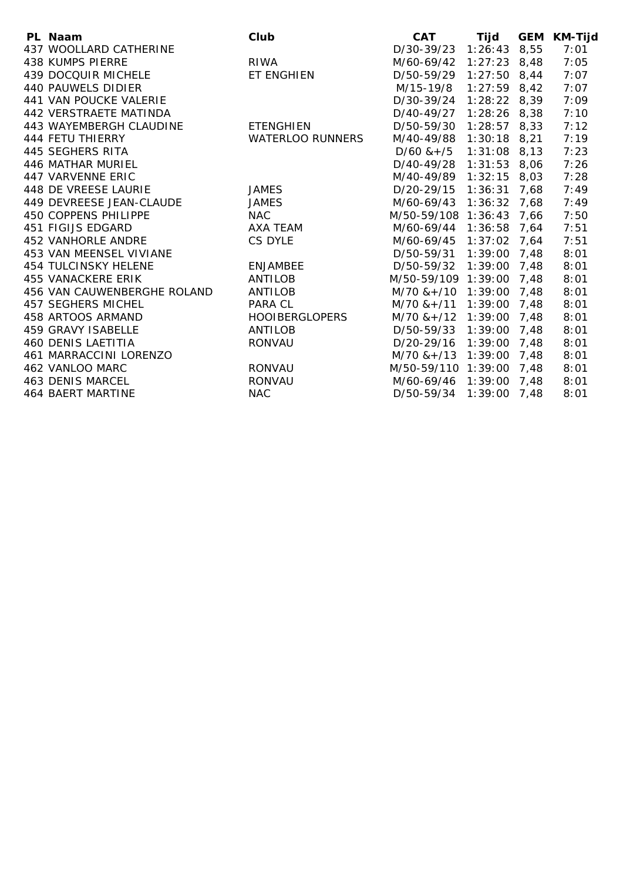| PL | Naam | Club | CAT | Tijd | GEM | KM-Tijd |
|---|---|---|---|---|---|---|
| 437 | WOOLLARD CATHERINE | | D/30-39/23 | 1:26:43 | 8,55 | 7:01 |
| 438 | KUMPS PIERRE | RIWA | M/60-69/42 | 1:27:23 | 8,48 | 7:05 |
| 439 | DOCQUIR MICHELE | ET ENGHIEN | D/50-59/29 | 1:27:50 | 8,44 | 7:07 |
| 440 | PAUWELS DIDIER | | M/15-19/8 | 1:27:59 | 8,42 | 7:07 |
| 441 | VAN POUCKE VALERIE | | D/30-39/24 | 1:28:22 | 8,39 | 7:09 |
| 442 | VERSTRAETE MATINDA | | D/40-49/27 | 1:28:26 | 8,38 | 7:10 |
| 443 | WAYEMBERGH CLAUDINE | ETENGHIEN | D/50-59/30 | 1:28:57 | 8,33 | 7:12 |
| 444 | FETU THIERRY | WATERLOO RUNNERS | M/40-49/88 | 1:30:18 | 8,21 | 7:19 |
| 445 | SEGHERS RITA | | D/60 &+/5 | 1:31:08 | 8,13 | 7:23 |
| 446 | MATHAR MURIEL | | D/40-49/28 | 1:31:53 | 8,06 | 7:26 |
| 447 | VARVENNE ERIC | | M/40-49/89 | 1:32:15 | 8,03 | 7:28 |
| 448 | DE VREESE LAURIE | JAMES | D/20-29/15 | 1:36:31 | 7,68 | 7:49 |
| 449 | DEVREESE JEAN-CLAUDE | JAMES | M/60-69/43 | 1:36:32 | 7,68 | 7:49 |
| 450 | COPPENS PHILIPPE | NAC | M/50-59/108 | 1:36:43 | 7,66 | 7:50 |
| 451 | FIGIJS EDGARD | AXA TEAM | M/60-69/44 | 1:36:58 | 7,64 | 7:51 |
| 452 | VANHORLE ANDRE | CS DYLE | M/60-69/45 | 1:37:02 | 7,64 | 7:51 |
| 453 | VAN MEENSEL VIVIANE | | D/50-59/31 | 1:39:00 | 7,48 | 8:01 |
| 454 | TULCINSKY HELENE | ENJAMBEE | D/50-59/32 | 1:39:00 | 7,48 | 8:01 |
| 455 | VANACKERE ERIK | ANTILOB | M/50-59/109 | 1:39:00 | 7,48 | 8:01 |
| 456 | VAN CAUWENBERGHE ROLAND | ANTILOB | M/70 &+/10 | 1:39:00 | 7,48 | 8:01 |
| 457 | SEGHERS MICHEL | PARA CL | M/70 &+/11 | 1:39:00 | 7,48 | 8:01 |
| 458 | ARTOOS ARMAND | HOOIBERGLOPERS | M/70 &+/12 | 1:39:00 | 7,48 | 8:01 |
| 459 | GRAVY ISABELLE | ANTILOB | D/50-59/33 | 1:39:00 | 7,48 | 8:01 |
| 460 | DENIS LAETITIA | RONVAU | D/20-29/16 | 1:39:00 | 7,48 | 8:01 |
| 461 | MARRACCINI LORENZO | | M/70 &+/13 | 1:39:00 | 7,48 | 8:01 |
| 462 | VANLOO MARC | RONVAU | M/50-59/110 | 1:39:00 | 7,48 | 8:01 |
| 463 | DENIS MARCEL | RONVAU | M/60-69/46 | 1:39:00 | 7,48 | 8:01 |
| 464 | BAERT MARTINE | NAC | D/50-59/34 | 1:39:00 | 7,48 | 8:01 |